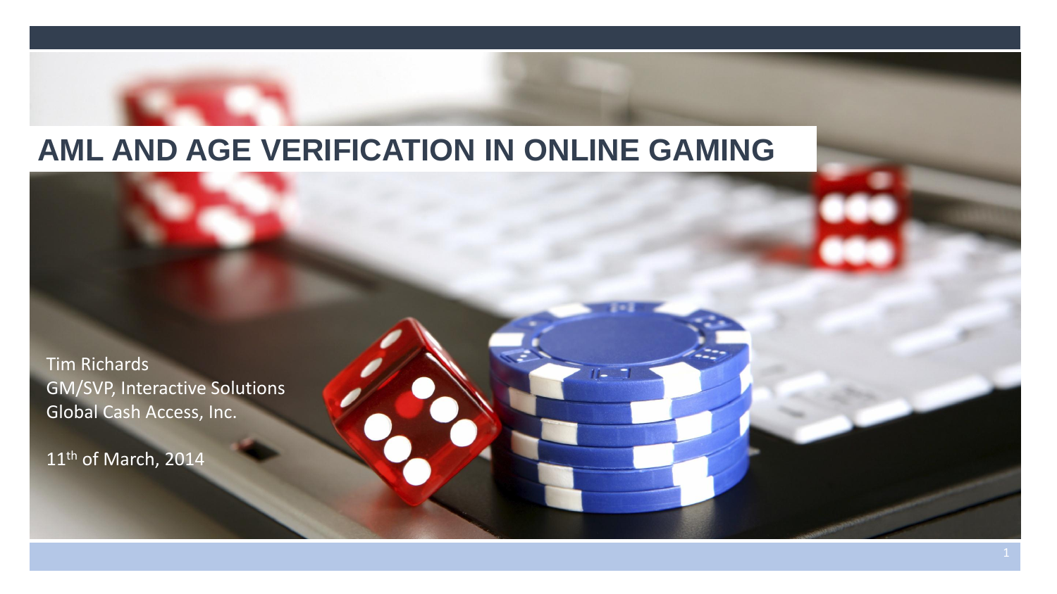# AML AND AGE VERIFICATION IN ONLINE GAMING

Tim Richards
GM/SVP, Interactive Solutions
Global Cash Access, Inc.

11th of March, 2014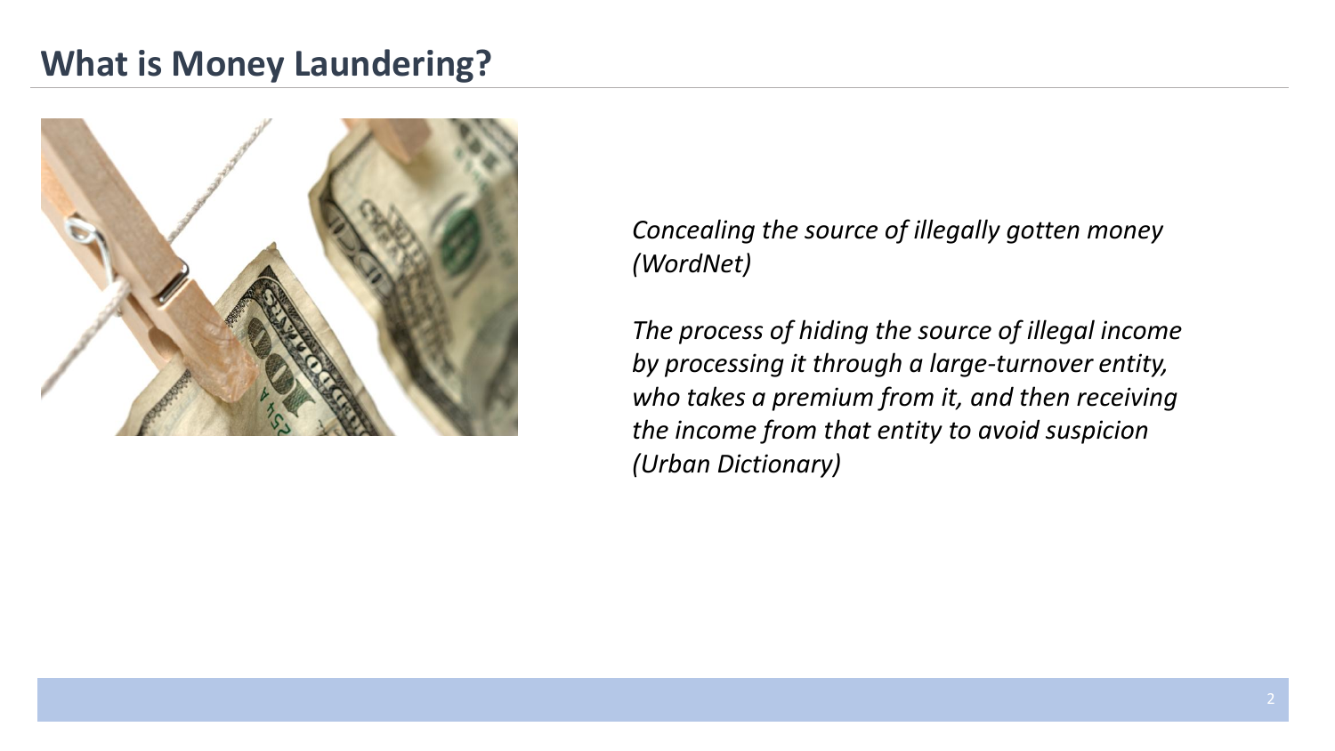# What is Money Laundering?

*Concealing the source of illegally gotten money (WordNet)*

*The process of hiding the source of illegal income by processing it through a large-turnover entity, who takes a premium from it, and then receiving the income from that entity to avoid suspicion (Urban Dictionary)*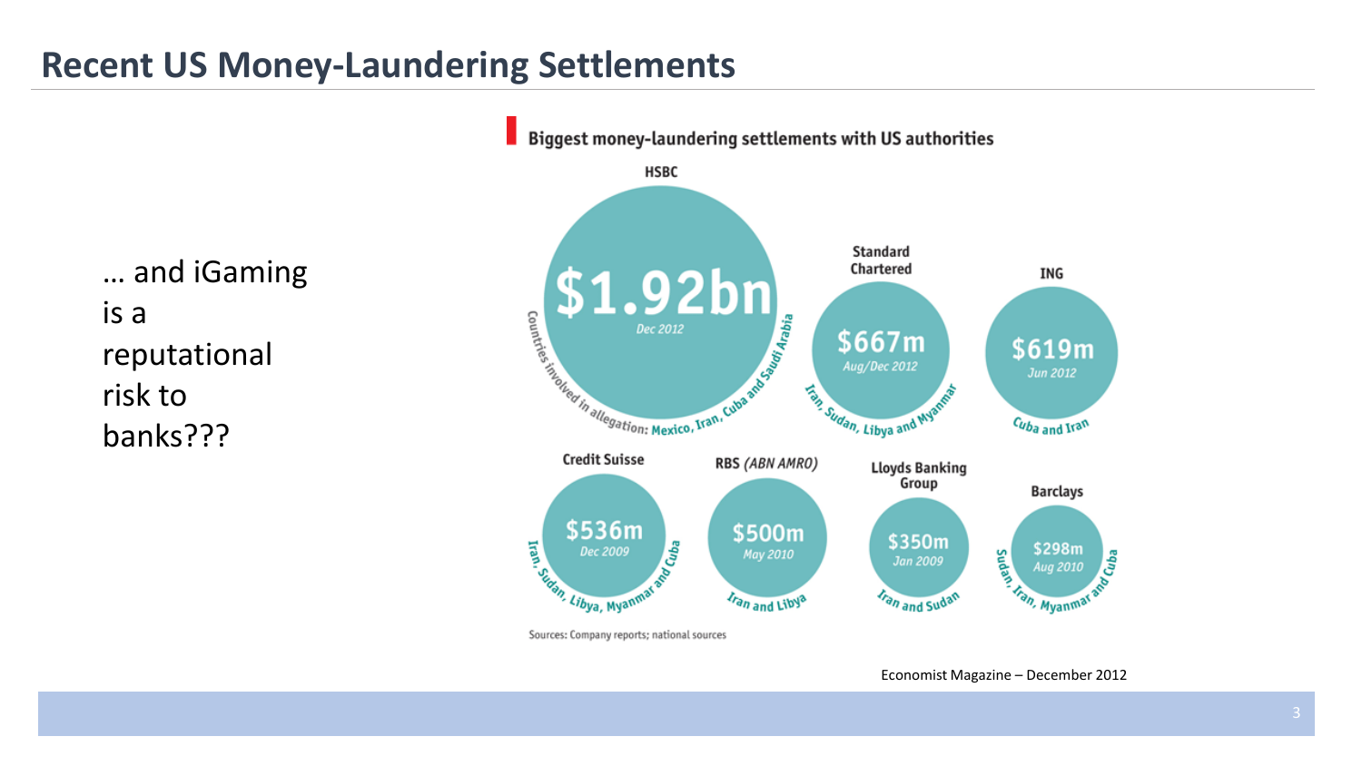# Recent US Money-Laundering Settlements

… and iGaming is a reputational risk to banks???

**Biggest money-laundering settlements with US authorities**

| Bank | Settlement | Date | Countries involved in allegation |
|---|---|---|---|
| HSBC | $1.92bn | Dec 2012 | Mexico, Iran, Cuba and Saudi Arabia |
| Standard Chartered | $667m | Aug/Dec 2012 | Iran, Sudan, Libya and Myanmar |
| ING | $619m | Jun 2012 | Cuba and Iran |
| Credit Suisse | $536m | Dec 2009 | Iran, Sudan, Libya, Myanmar and Cuba |
| RBS (*ABN AMRO*) | $500m | May 2010 | Iran and Libya |
| Lloyds Banking Group | $350m | Jan 2009 | Iran and Sudan |
| Barclays | $298m | Aug 2010 | Sudan, Iran, Myanmar and Cuba |

Sources: Company reports; national sources

Economist Magazine – December 2012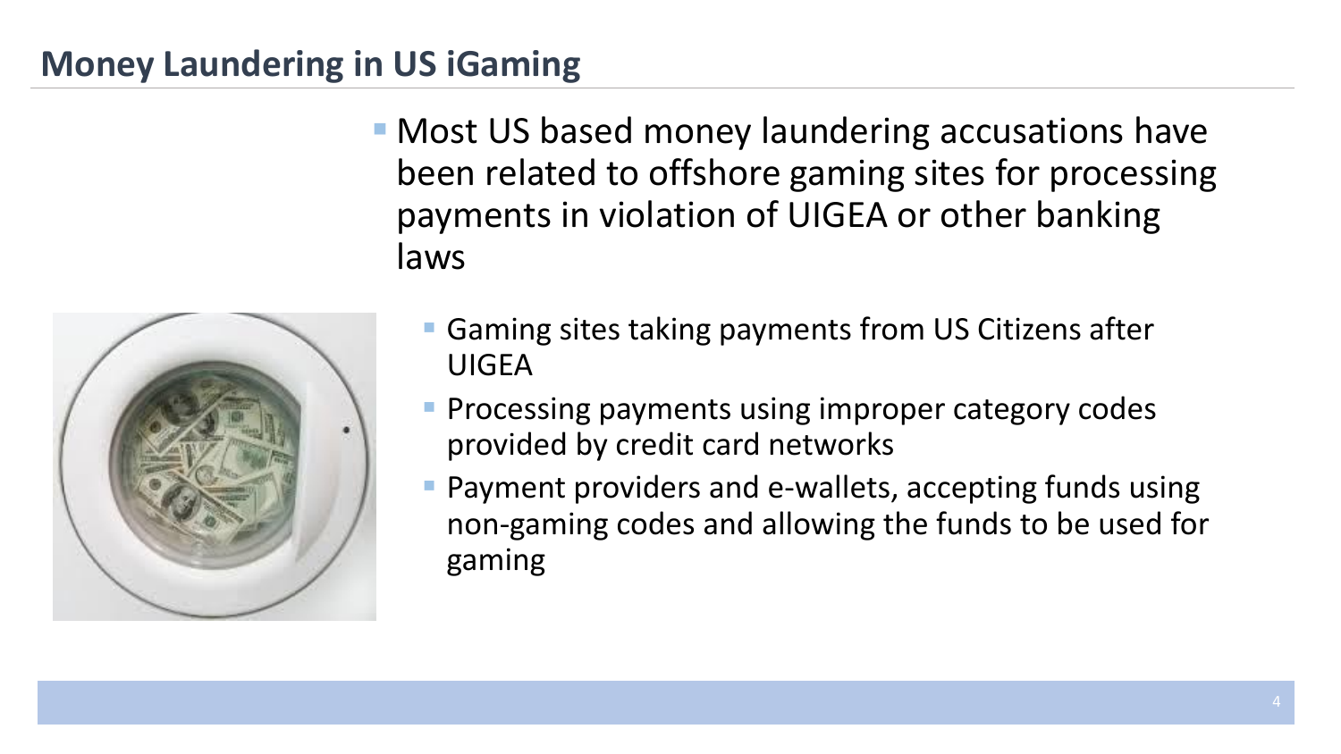## Money Laundering in US iGaming

- Most US based money laundering accusations have been related to offshore gaming sites for processing payments in violation of UIGEA or other banking laws
  - Gaming sites taking payments from US Citizens after UIGEA
  - Processing payments using improper category codes provided by credit card networks
  - Payment providers and e-wallets, accepting funds using non-gaming codes and allowing the funds to be used for gaming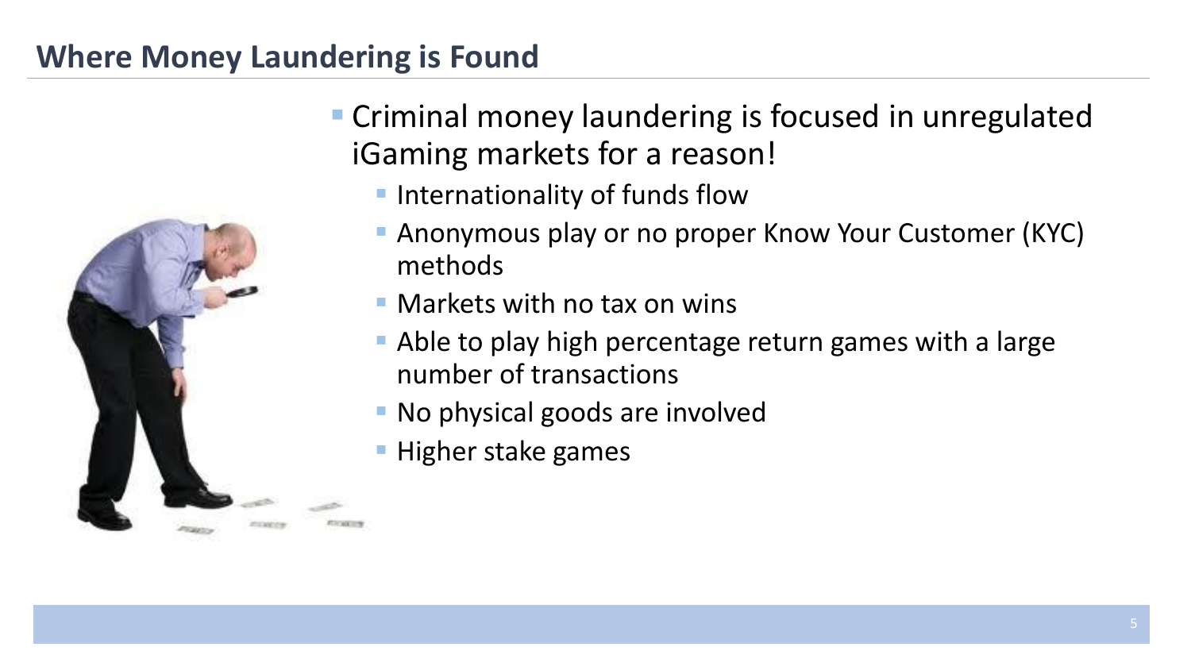## Where Money Laundering is Found

- Criminal money laundering is focused in unregulated iGaming markets for a reason!
  - Internationality of funds flow
  - Anonymous play or no proper Know Your Customer (KYC) methods
  - Markets with no tax on wins
  - Able to play high percentage return games with a large number of transactions
  - No physical goods are involved
  - Higher stake games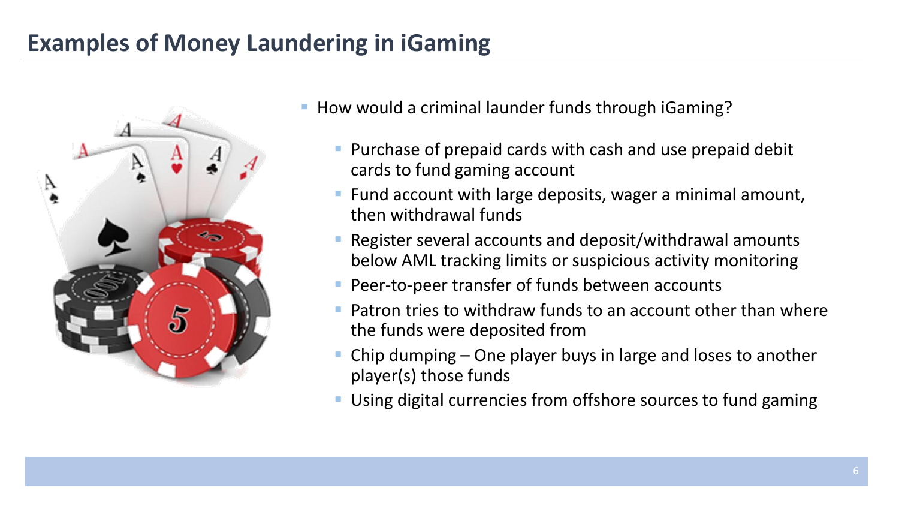# Examples of Money Laundering in iGaming

- How would a criminal launder funds through iGaming?
  - Purchase of prepaid cards with cash and use prepaid debit cards to fund gaming account
  - Fund account with large deposits, wager a minimal amount, then withdrawal funds
  - Register several accounts and deposit/withdrawal amounts below AML tracking limits or suspicious activity monitoring
  - Peer-to-peer transfer of funds between accounts
  - Patron tries to withdraw funds to an account other than where the funds were deposited from
  - Chip dumping – One player buys in large and loses to another player(s) those funds
  - Using digital currencies from offshore sources to fund gaming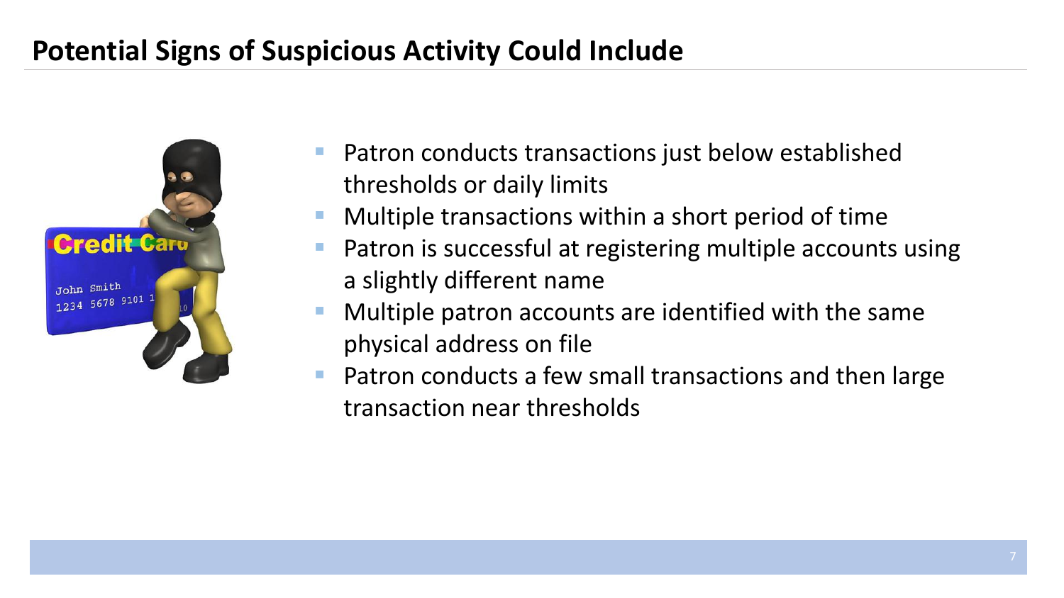# Potential Signs of Suspicious Activity Could Include

- Patron conducts transactions just below established thresholds or daily limits
- Multiple transactions within a short period of time
- Patron is successful at registering multiple accounts using a slightly different name
- Multiple patron accounts are identified with the same physical address on file
- Patron conducts a few small transactions and then large transaction near thresholds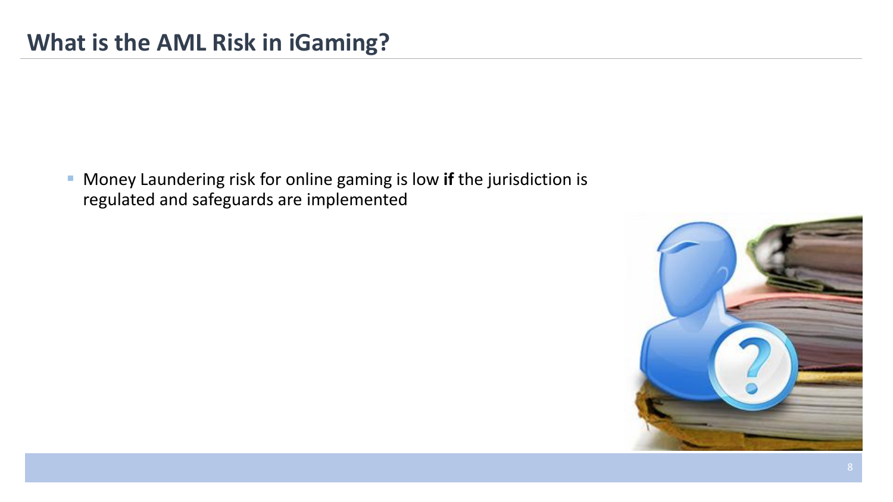# What is the AML Risk in iGaming?

- Money Laundering risk for online gaming is low **if** the jurisdiction is regulated and safeguards are implemented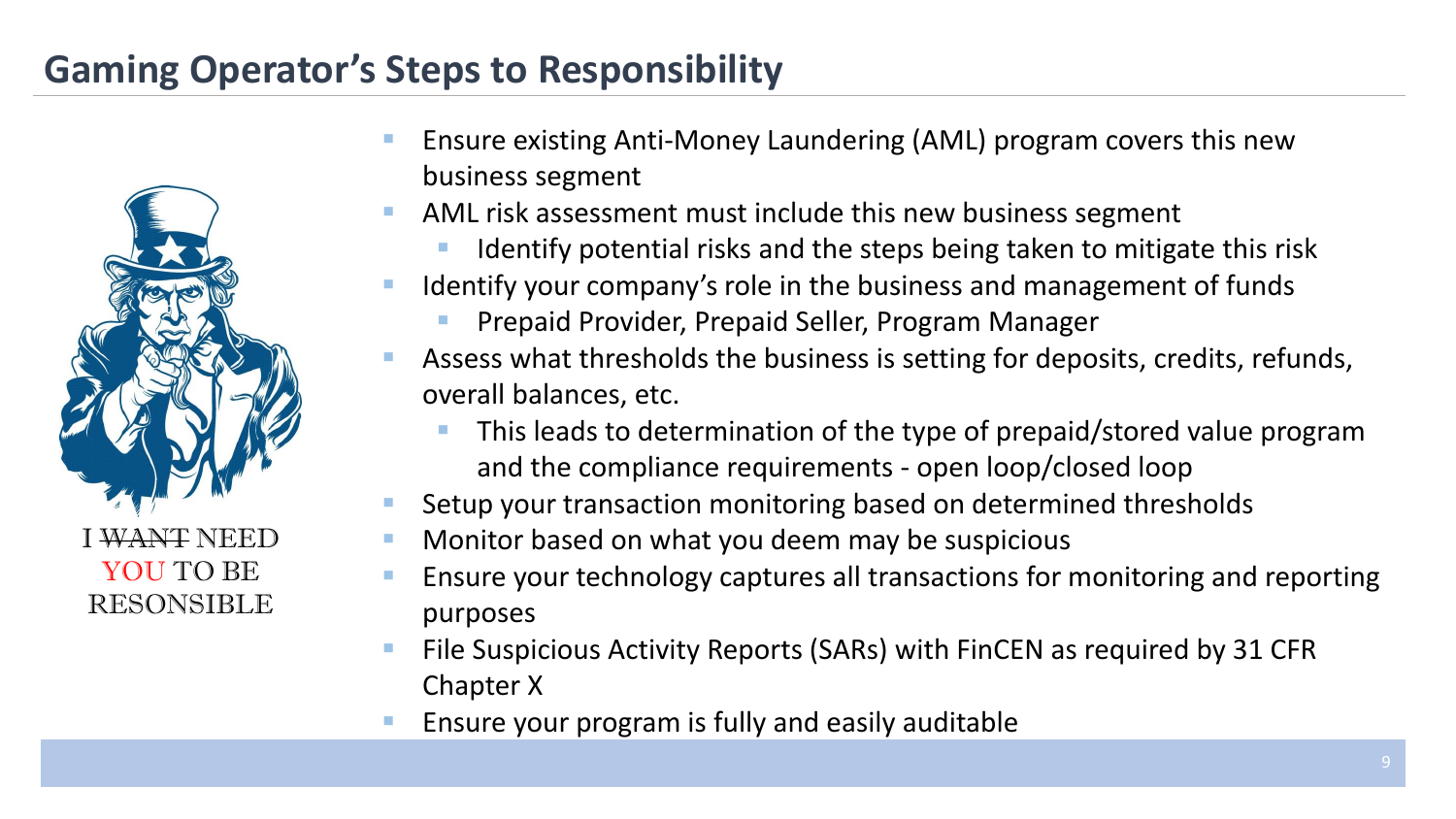## Gaming Operator's Steps to Responsibility

I ~~WANT~~ NEED YOU TO BE RESONSIBLE

- Ensure existing Anti-Money Laundering (AML) program covers this new business segment
- AML risk assessment must include this new business segment
  - Identify potential risks and the steps being taken to mitigate this risk
- Identify your company's role in the business and management of funds
  - Prepaid Provider, Prepaid Seller, Program Manager
- Assess what thresholds the business is setting for deposits, credits, refunds, overall balances, etc.
  - This leads to determination of the type of prepaid/stored value program and the compliance requirements - open loop/closed loop
- Setup your transaction monitoring based on determined thresholds
- Monitor based on what you deem may be suspicious
- Ensure your technology captures all transactions for monitoring and reporting purposes
- File Suspicious Activity Reports (SARs) with FinCEN as required by 31 CFR Chapter X
- Ensure your program is fully and easily auditable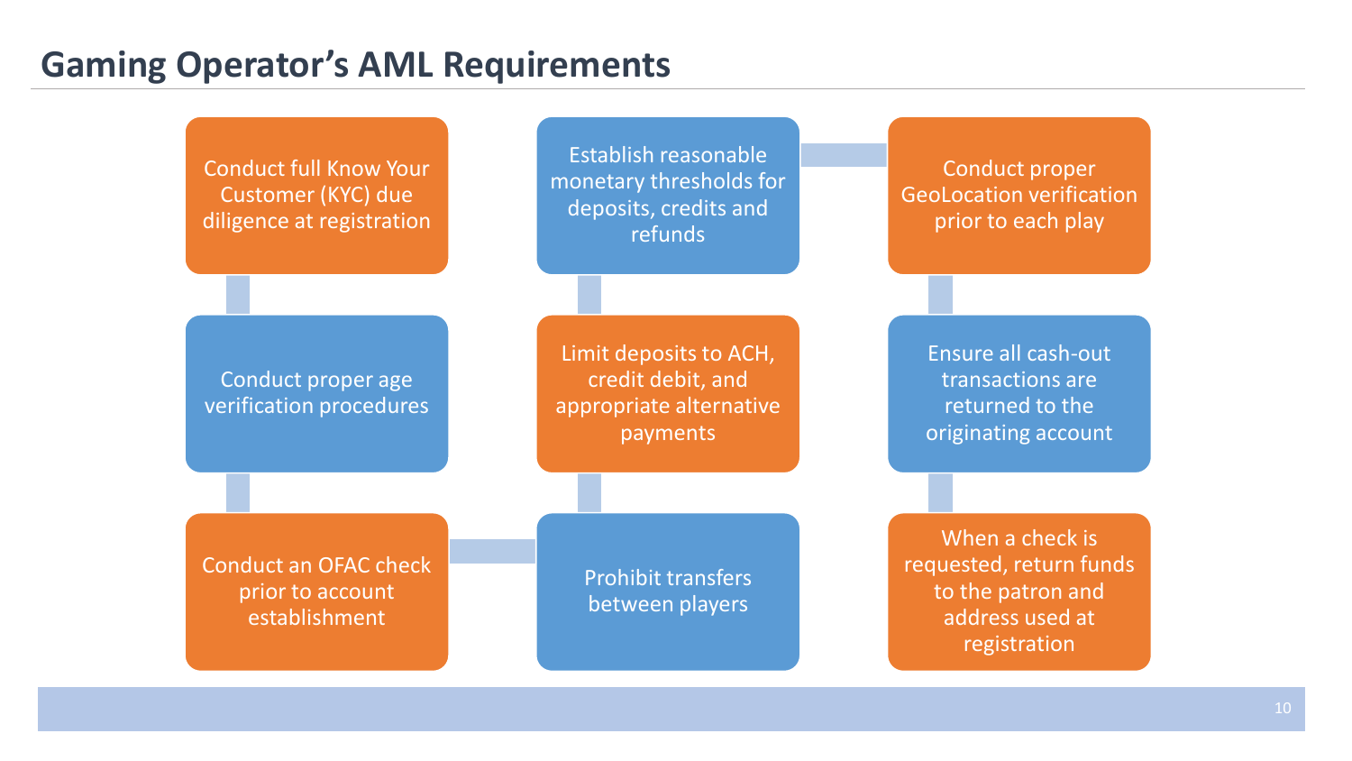# Gaming Operator's AML Requirements

- Conduct full Know Your Customer (KYC) due diligence at registration
- Conduct proper age verification procedures
- Conduct an OFAC check prior to account establishment
- Prohibit transfers between players
- Limit deposits to ACH, credit debit, and appropriate alternative payments
- Establish reasonable monetary thresholds for deposits, credits and refunds
- Conduct proper GeoLocation verification prior to each play
- Ensure all cash-out transactions are returned to the originating account
- When a check is requested, return funds to the patron and address used at registration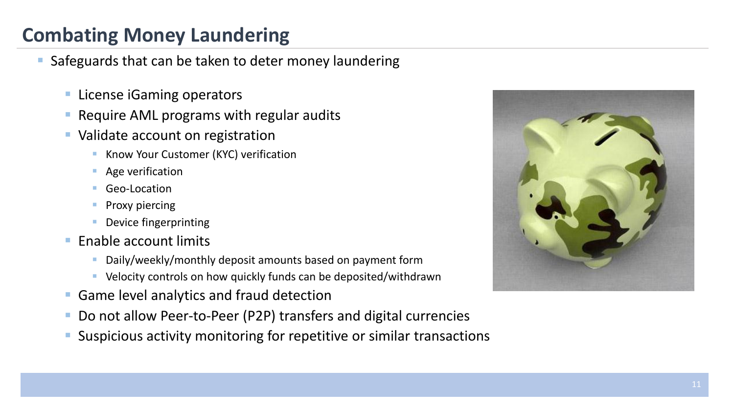# Combating Money Laundering

- Safeguards that can be taken to deter money laundering
  - License iGaming operators
  - Require AML programs with regular audits
  - Validate account on registration
    - Know Your Customer (KYC) verification
    - Age verification
    - Geo-Location
    - Proxy piercing
    - Device fingerprinting
  - Enable account limits
    - Daily/weekly/monthly deposit amounts based on payment form
    - Velocity controls on how quickly funds can be deposited/withdrawn
  - Game level analytics and fraud detection
  - Do not allow Peer-to-Peer (P2P) transfers and digital currencies
  - Suspicious activity monitoring for repetitive or similar transactions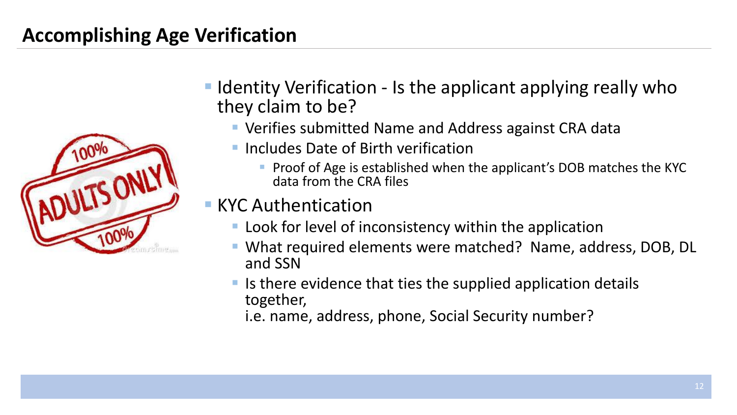# Accomplishing Age Verification

- Identity Verification - Is the applicant applying really who they claim to be?
  - Verifies submitted Name and Address against CRA data
  - Includes Date of Birth verification
    - Proof of Age is established when the applicant's DOB matches the KYC data from the CRA files
- KYC Authentication
  - Look for level of inconsistency within the application
  - What required elements were matched? Name, address, DOB, DL and SSN
  - Is there evidence that ties the supplied application details together,
    i.e. name, address, phone, Social Security number?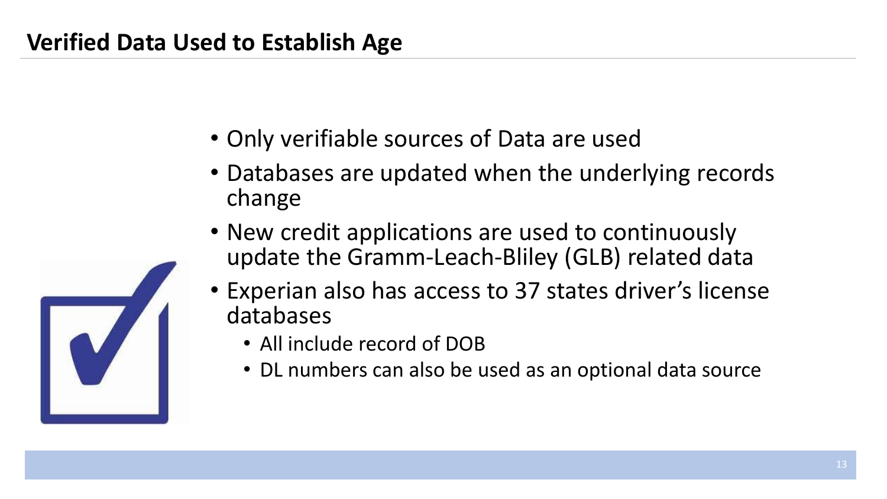## Verified Data Used to Establish Age

- Only verifiable sources of Data are used
- Databases are updated when the underlying records change
- New credit applications are used to continuously update the Gramm-Leach-Bliley (GLB) related data
- Experian also has access to 37 states driver's license databases
  - All include record of DOB
  - DL numbers can also be used as an optional data source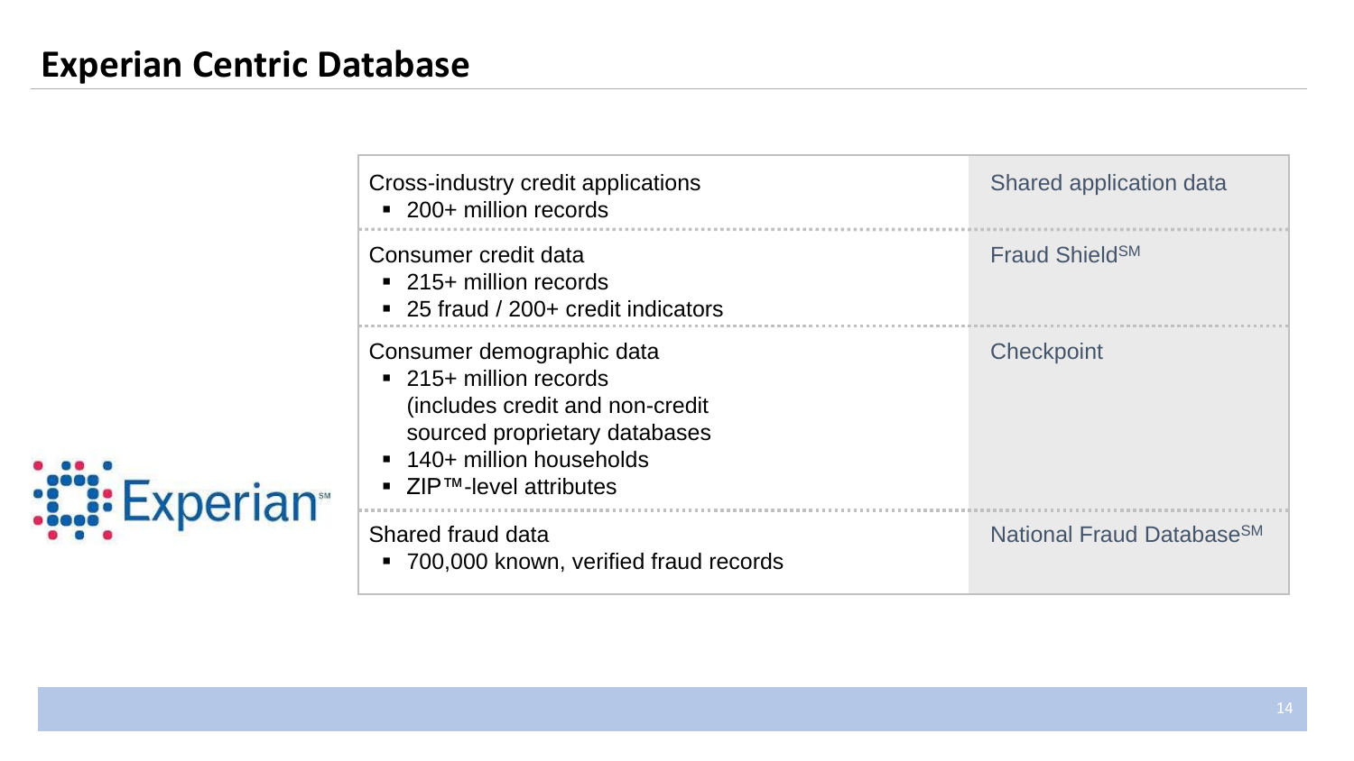# Experian Centric Database

Experian

| Data | Source |
| --- | --- |
| Cross-industry credit applications<br>▪ 200+ million records | Shared application data |
| Consumer credit data<br>▪ 215+ million records<br>▪ 25 fraud / 200+ credit indicators | Fraud Shield[SM] |
| Consumer demographic data<br>▪ 215+ million records (includes credit and non-credit sourced proprietary databases<br>▪ 140+ million households<br>▪ ZIP™-level attributes | Checkpoint |
| Shared fraud data<br>▪ 700,000 known, verified fraud records | National Fraud Database[SM] |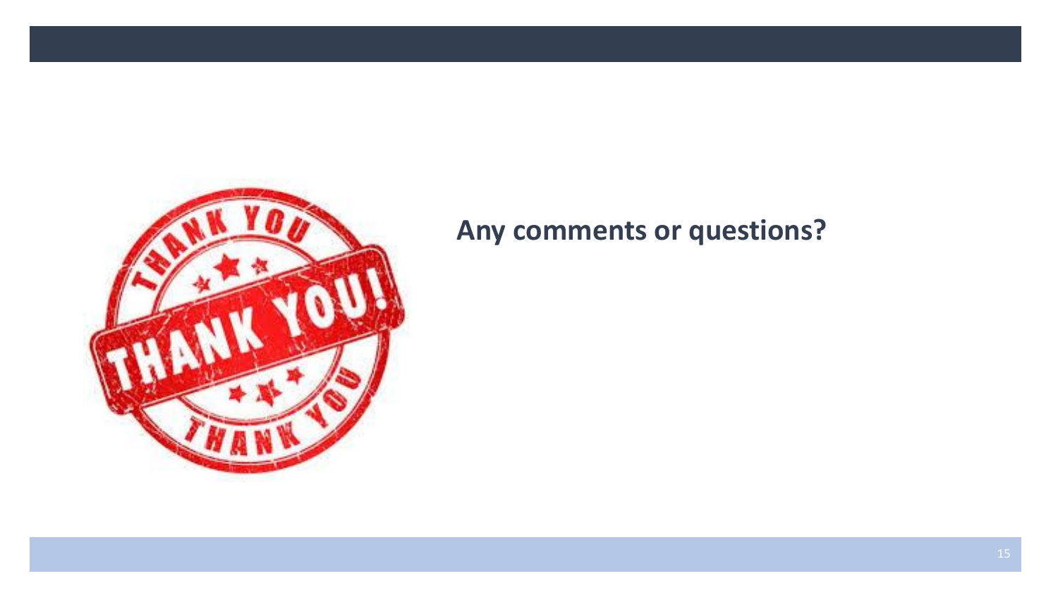**Any comments or questions?**